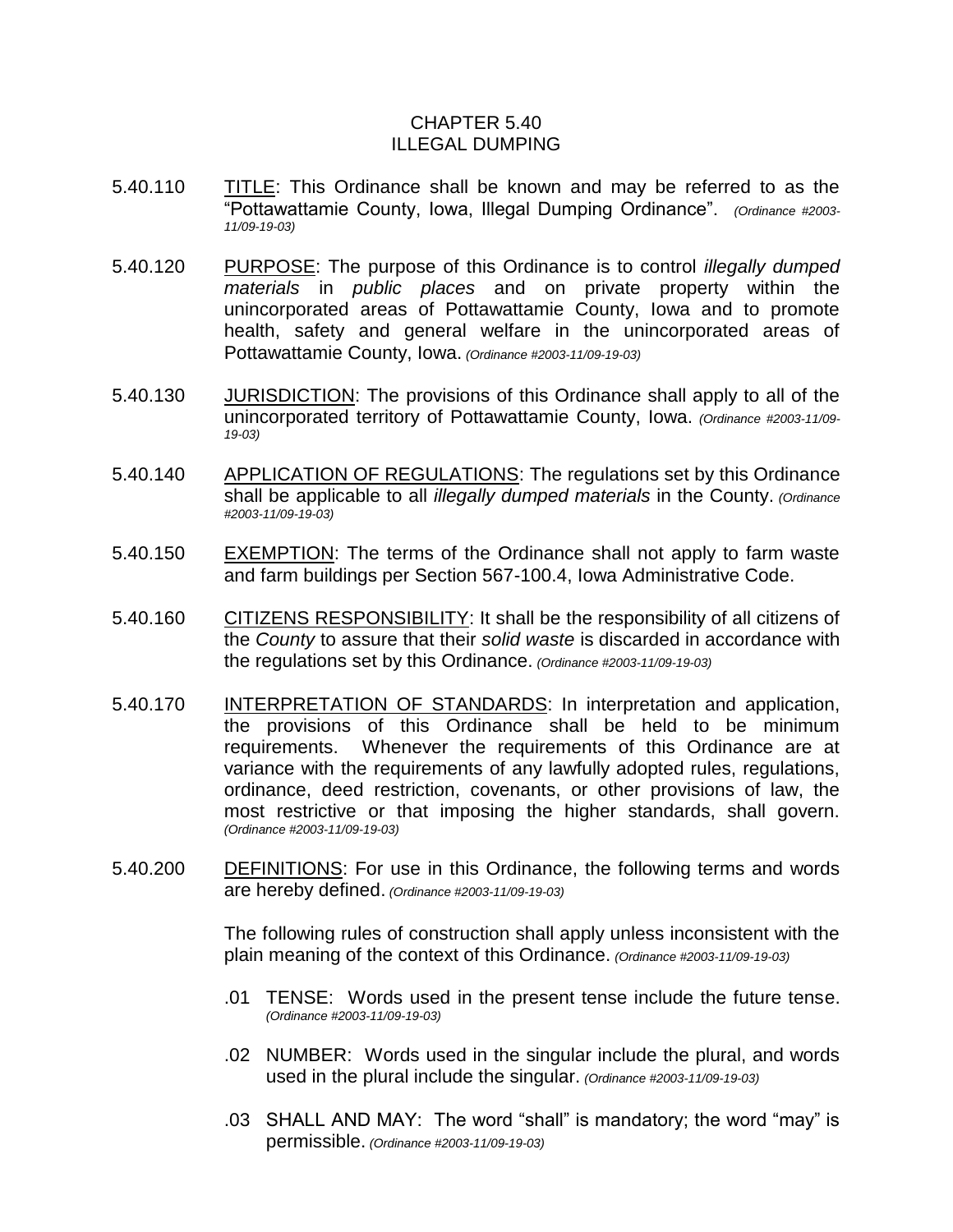# CHAPTER 5.40
# ILLEGAL DUMPING

5.40.110 TITLE: This Ordinance shall be known and may be referred to as the "Pottawattamie County, Iowa, Illegal Dumping Ordinance". *(Ordinance #2003-11/09-19-03)*

5.40.120 PURPOSE: The purpose of this Ordinance is to control *illegally dumped materials* in *public places* and on private property within the unincorporated areas of Pottawattamie County, Iowa and to promote health, safety and general welfare in the unincorporated areas of Pottawattamie County, Iowa. *(Ordinance #2003-11/09-19-03)*

5.40.130 JURISDICTION: The provisions of this Ordinance shall apply to all of the unincorporated territory of Pottawattamie County, Iowa. *(Ordinance #2003-11/09-19-03)*

5.40.140 APPLICATION OF REGULATIONS: The regulations set by this Ordinance shall be applicable to all *illegally dumped materials* in the County. *(Ordinance #2003-11/09-19-03)*

5.40.150 EXEMPTION: The terms of the Ordinance shall not apply to farm waste and farm buildings per Section 567-100.4, Iowa Administrative Code.

5.40.160 CITIZENS RESPONSIBILITY: It shall be the responsibility of all citizens of the *County* to assure that their *solid waste* is discarded in accordance with the regulations set by this Ordinance. *(Ordinance #2003-11/09-19-03)*

5.40.170 INTERPRETATION OF STANDARDS: In interpretation and application, the provisions of this Ordinance shall be held to be minimum requirements. Whenever the requirements of this Ordinance are at variance with the requirements of any lawfully adopted rules, regulations, ordinance, deed restriction, covenants, or other provisions of law, the most restrictive or that imposing the higher standards, shall govern. *(Ordinance #2003-11/09-19-03)*

5.40.200 DEFINITIONS: For use in this Ordinance, the following terms and words are hereby defined. *(Ordinance #2003-11/09-19-03)*

The following rules of construction shall apply unless inconsistent with the plain meaning of the context of this Ordinance. *(Ordinance #2003-11/09-19-03)*

.01 TENSE: Words used in the present tense include the future tense. *(Ordinance #2003-11/09-19-03)*

.02 NUMBER: Words used in the singular include the plural, and words used in the plural include the singular. *(Ordinance #2003-11/09-19-03)*

.03 SHALL AND MAY: The word "shall" is mandatory; the word "may" is permissible. *(Ordinance #2003-11/09-19-03)*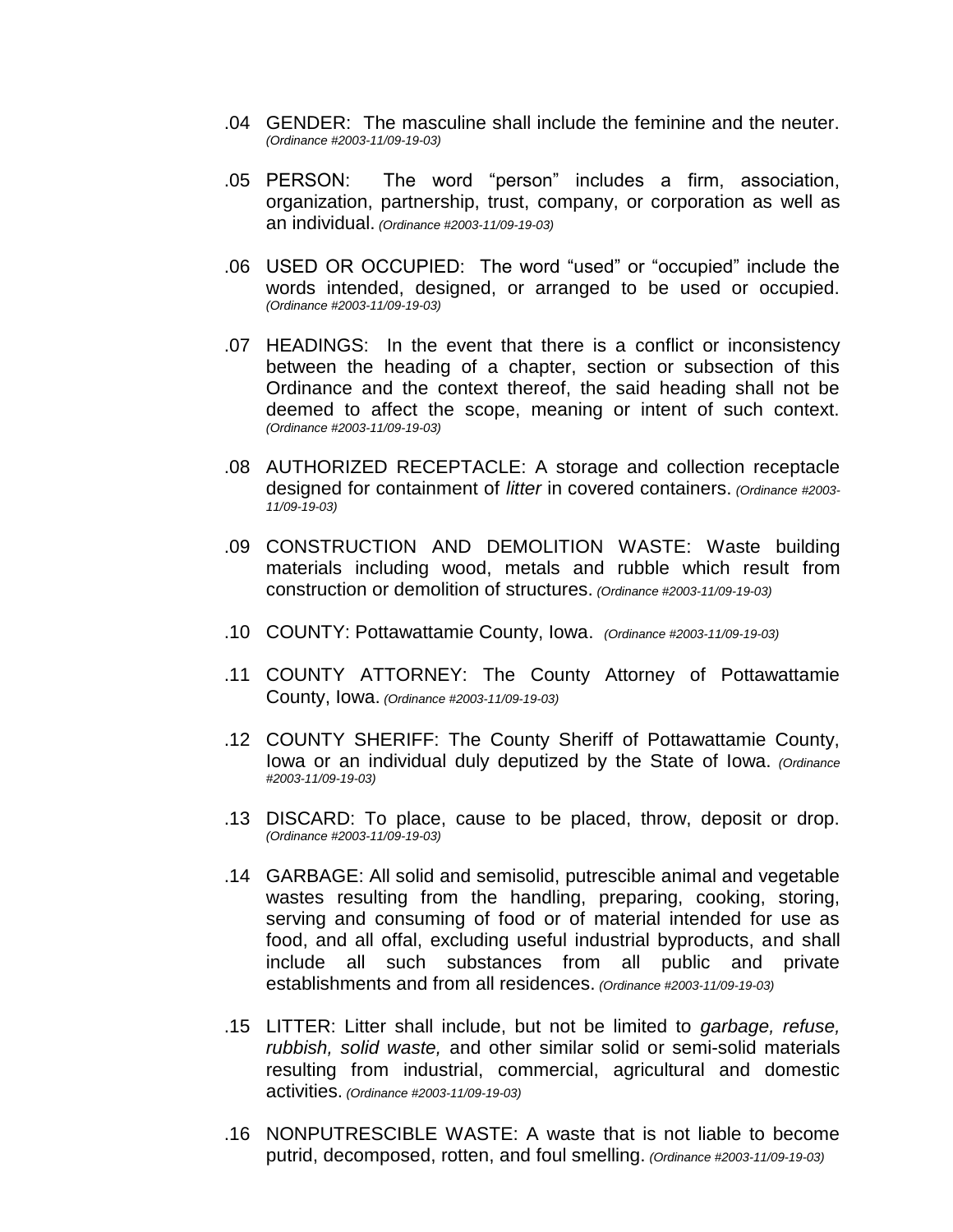.04 GENDER: The masculine shall include the feminine and the neuter. *(Ordinance #2003-11/09-19-03)*

.05 PERSON: The word "person" includes a firm, association, organization, partnership, trust, company, or corporation as well as an individual. *(Ordinance #2003-11/09-19-03)*

.06 USED OR OCCUPIED: The word "used" or "occupied" include the words intended, designed, or arranged to be used or occupied. *(Ordinance #2003-11/09-19-03)*

.07 HEADINGS: In the event that there is a conflict or inconsistency between the heading of a chapter, section or subsection of this Ordinance and the context thereof, the said heading shall not be deemed to affect the scope, meaning or intent of such context. *(Ordinance #2003-11/09-19-03)*

.08 AUTHORIZED RECEPTACLE: A storage and collection receptacle designed for containment of *litter* in covered containers. *(Ordinance #2003-11/09-19-03)*

.09 CONSTRUCTION AND DEMOLITION WASTE: Waste building materials including wood, metals and rubble which result from construction or demolition of structures. *(Ordinance #2003-11/09-19-03)*

.10 COUNTY: Pottawattamie County, Iowa. *(Ordinance #2003-11/09-19-03)*

.11 COUNTY ATTORNEY: The County Attorney of Pottawattamie County, Iowa. *(Ordinance #2003-11/09-19-03)*

.12 COUNTY SHERIFF: The County Sheriff of Pottawattamie County, Iowa or an individual duly deputized by the State of Iowa. *(Ordinance #2003-11/09-19-03)*

.13 DISCARD: To place, cause to be placed, throw, deposit or drop. *(Ordinance #2003-11/09-19-03)*

.14 GARBAGE: All solid and semisolid, putrescible animal and vegetable wastes resulting from the handling, preparing, cooking, storing, serving and consuming of food or of material intended for use as food, and all offal, excluding useful industrial byproducts, and shall include all such substances from all public and private establishments and from all residences. *(Ordinance #2003-11/09-19-03)*

.15 LITTER: Litter shall include, but not be limited to *garbage, refuse, rubbish, solid waste,* and other similar solid or semi-solid materials resulting from industrial, commercial, agricultural and domestic activities. *(Ordinance #2003-11/09-19-03)*

.16 NONPUTRESCIBLE WASTE: A waste that is not liable to become putrid, decomposed, rotten, and foul smelling. *(Ordinance #2003-11/09-19-03)*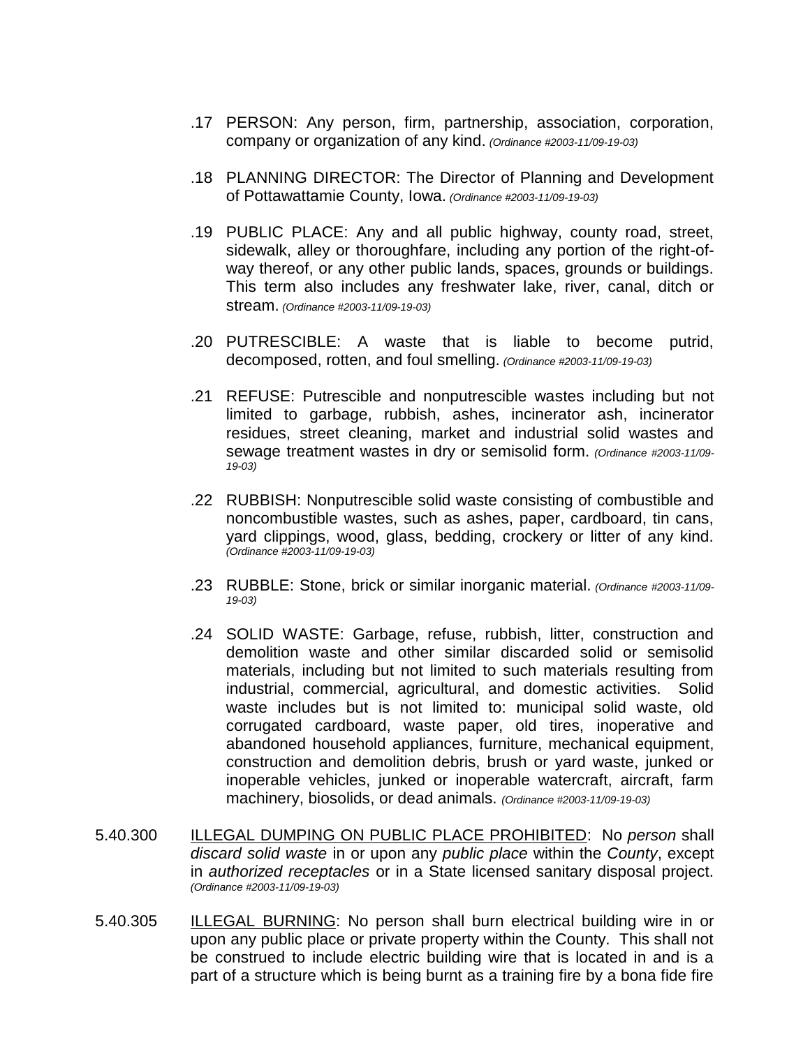.17 PERSON: Any person, firm, partnership, association, corporation, company or organization of any kind. *(Ordinance #2003-11/09-19-03)*

.18 PLANNING DIRECTOR: The Director of Planning and Development of Pottawattamie County, Iowa. *(Ordinance #2003-11/09-19-03)*

.19 PUBLIC PLACE: Any and all public highway, county road, street, sidewalk, alley or thoroughfare, including any portion of the right-of-way thereof, or any other public lands, spaces, grounds or buildings. This term also includes any freshwater lake, river, canal, ditch or stream. *(Ordinance #2003-11/09-19-03)*

.20 PUTRESCIBLE: A waste that is liable to become putrid, decomposed, rotten, and foul smelling. *(Ordinance #2003-11/09-19-03)*

.21 REFUSE: Putrescible and nonputrescible wastes including but not limited to garbage, rubbish, ashes, incinerator ash, incinerator residues, street cleaning, market and industrial solid wastes and sewage treatment wastes in dry or semisolid form. *(Ordinance #2003-11/09-19-03)*

.22 RUBBISH: Nonputrescible solid waste consisting of combustible and noncombustible wastes, such as ashes, paper, cardboard, tin cans, yard clippings, wood, glass, bedding, crockery or litter of any kind. *(Ordinance #2003-11/09-19-03)*

.23 RUBBLE: Stone, brick or similar inorganic material. *(Ordinance #2003-11/09-19-03)*

.24 SOLID WASTE: Garbage, refuse, rubbish, litter, construction and demolition waste and other similar discarded solid or semisolid materials, including but not limited to such materials resulting from industrial, commercial, agricultural, and domestic activities. Solid waste includes but is not limited to: municipal solid waste, old corrugated cardboard, waste paper, old tires, inoperative and abandoned household appliances, furniture, mechanical equipment, construction and demolition debris, brush or yard waste, junked or inoperable vehicles, junked or inoperable watercraft, aircraft, farm machinery, biosolids, or dead animals. *(Ordinance #2003-11/09-19-03)*

5.40.300 ILLEGAL DUMPING ON PUBLIC PLACE PROHIBITED: No *person* shall *discard solid waste* in or upon any *public place* within the *County*, except in *authorized receptacles* or in a State licensed sanitary disposal project. *(Ordinance #2003-11/09-19-03)*

5.40.305 ILLEGAL BURNING: No person shall burn electrical building wire in or upon any public place or private property within the County. This shall not be construed to include electric building wire that is located in and is a part of a structure which is being burnt as a training fire by a bona fide fire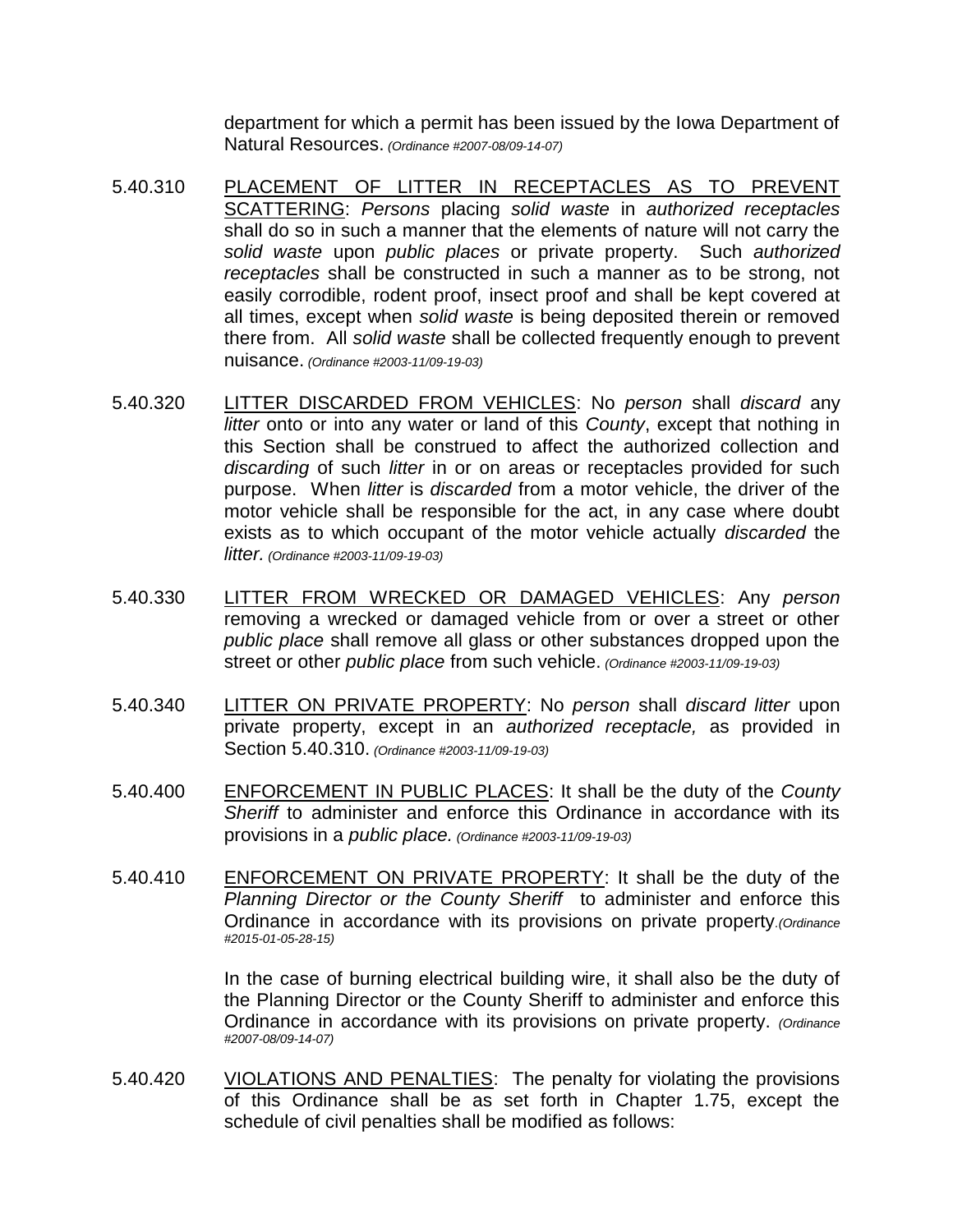department for which a permit has been issued by the Iowa Department of Natural Resources. *(Ordinance #2007-08/09-14-07)*

5.40.310 PLACEMENT OF LITTER IN RECEPTACLES AS TO PREVENT SCATTERING: *Persons* placing *solid waste* in *authorized receptacles* shall do so in such a manner that the elements of nature will not carry the *solid waste* upon *public places* or private property. Such *authorized receptacles* shall be constructed in such a manner as to be strong, not easily corrodible, rodent proof, insect proof and shall be kept covered at all times, except when *solid waste* is being deposited therein or removed there from. All *solid waste* shall be collected frequently enough to prevent nuisance. *(Ordinance #2003-11/09-19-03)*

5.40.320 LITTER DISCARDED FROM VEHICLES: No *person* shall *discard* any *litter* onto or into any water or land of this *County*, except that nothing in this Section shall be construed to affect the authorized collection and *discarding* of such *litter* in or on areas or receptacles provided for such purpose. When *litter* is *discarded* from a motor vehicle, the driver of the motor vehicle shall be responsible for the act, in any case where doubt exists as to which occupant of the motor vehicle actually *discarded* the *litter*. *(Ordinance #2003-11/09-19-03)*

5.40.330 LITTER FROM WRECKED OR DAMAGED VEHICLES: Any *person* removing a wrecked or damaged vehicle from or over a street or other *public place* shall remove all glass or other substances dropped upon the street or other *public place* from such vehicle. *(Ordinance #2003-11/09-19-03)*

5.40.340 LITTER ON PRIVATE PROPERTY: No *person* shall *discard litter* upon private property, except in an *authorized receptacle,* as provided in Section 5.40.310. *(Ordinance #2003-11/09-19-03)*

5.40.400 ENFORCEMENT IN PUBLIC PLACES: It shall be the duty of the *County Sheriff* to administer and enforce this Ordinance in accordance with its provisions in a *public place*. *(Ordinance #2003-11/09-19-03)*

5.40.410 ENFORCEMENT ON PRIVATE PROPERTY: It shall be the duty of the *Planning Director or the County Sheriff* to administer and enforce this Ordinance in accordance with its provisions on private property. *(Ordinance #2015-01-05-28-15)*

In the case of burning electrical building wire, it shall also be the duty of the Planning Director or the County Sheriff to administer and enforce this Ordinance in accordance with its provisions on private property. *(Ordinance #2007-08/09-14-07)*

5.40.420 VIOLATIONS AND PENALTIES: The penalty for violating the provisions of this Ordinance shall be as set forth in Chapter 1.75, except the schedule of civil penalties shall be modified as follows: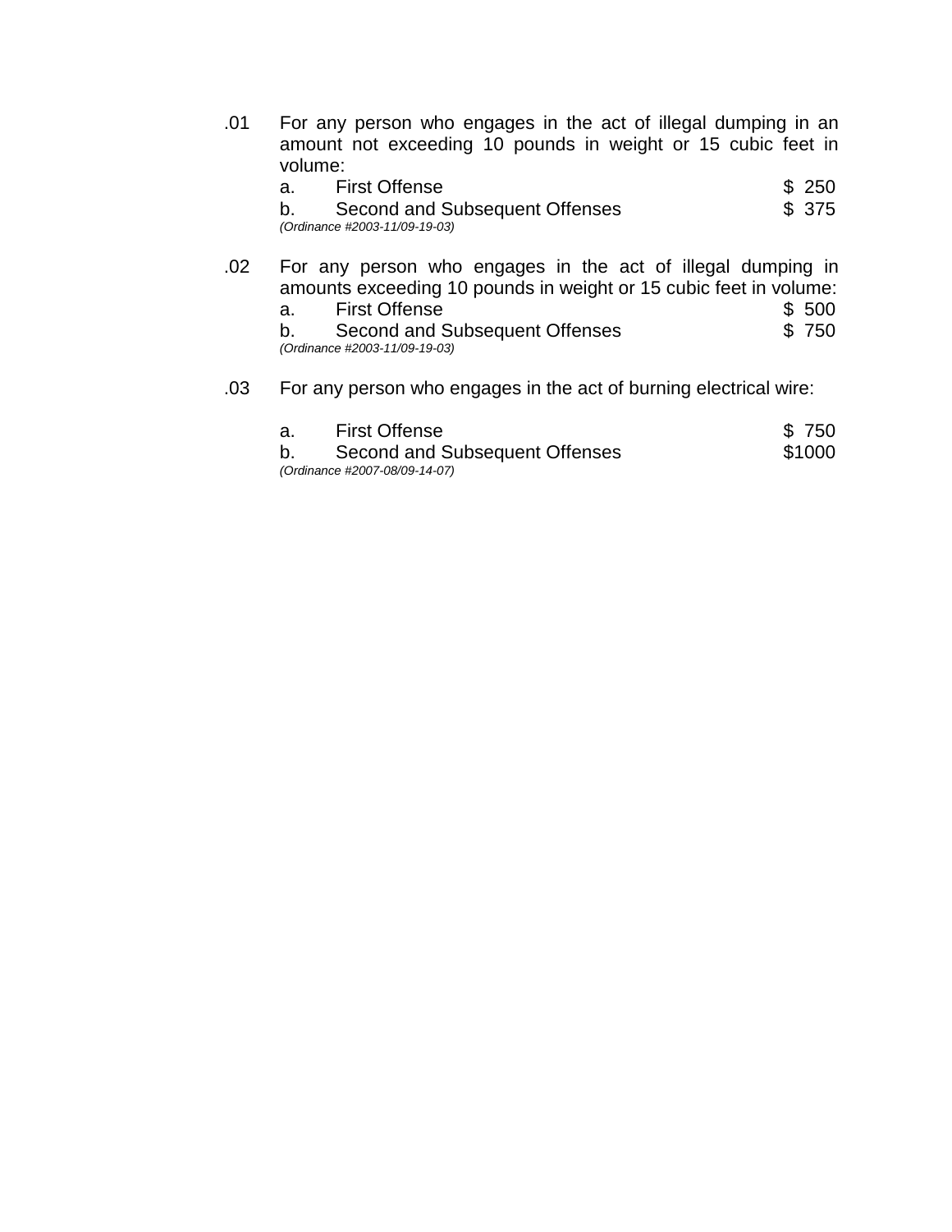.01 For any person who engages in the act of illegal dumping in an amount not exceeding 10 pounds in weight or 15 cubic feet in volume:

| | | |
|---|---|---|
| a. | First Offense | $ 250 |
| b. | Second and Subsequent Offenses | $ 375 |

*(Ordinance #2003-11/09-19-03)*

.02 For any person who engages in the act of illegal dumping in amounts exceeding 10 pounds in weight or 15 cubic feet in volume:

| | | |
|---|---|---|
| a. | First Offense | $ 500 |
| b. | Second and Subsequent Offenses | $ 750 |

*(Ordinance #2003-11/09-19-03)*

.03 For any person who engages in the act of burning electrical wire:

| | | |
|---|---|---|
| a. | First Offense | $ 750 |
| b. | Second and Subsequent Offenses | $1000 |

*(Ordinance #2007-08/09-14-07)*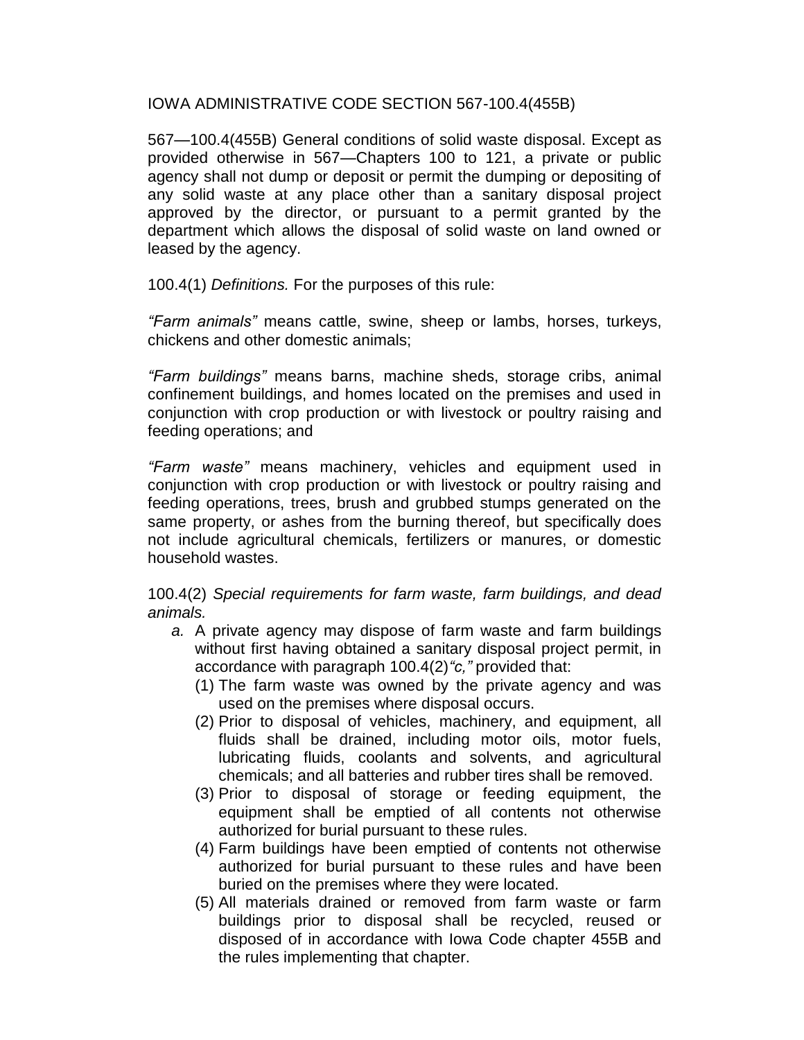IOWA ADMINISTRATIVE CODE SECTION 567-100.4(455B)

567—100.4(455B) General conditions of solid waste disposal. Except as provided otherwise in 567—Chapters 100 to 121, a private or public agency shall not dump or deposit or permit the dumping or depositing of any solid waste at any place other than a sanitary disposal project approved by the director, or pursuant to a permit granted by the department which allows the disposal of solid waste on land owned or leased by the agency.

100.4(1) *Definitions.* For the purposes of this rule:

*"Farm animals"* means cattle, swine, sheep or lambs, horses, turkeys, chickens and other domestic animals;

*"Farm buildings"* means barns, machine sheds, storage cribs, animal confinement buildings, and homes located on the premises and used in conjunction with crop production or with livestock or poultry raising and feeding operations; and

*"Farm waste"* means machinery, vehicles and equipment used in conjunction with crop production or with livestock or poultry raising and feeding operations, trees, brush and grubbed stumps generated on the same property, or ashes from the burning thereof, but specifically does not include agricultural chemicals, fertilizers or manures, or domestic household wastes.

100.4(2) *Special requirements for farm waste, farm buildings, and dead animals.*

- *a.* A private agency may dispose of farm waste and farm buildings without first having obtained a sanitary disposal project permit, in accordance with paragraph 100.4(2)*"c,"* provided that:
  - (1) The farm waste was owned by the private agency and was used on the premises where disposal occurs.
  - (2) Prior to disposal of vehicles, machinery, and equipment, all fluids shall be drained, including motor oils, motor fuels, lubricating fluids, coolants and solvents, and agricultural chemicals; and all batteries and rubber tires shall be removed.
  - (3) Prior to disposal of storage or feeding equipment, the equipment shall be emptied of all contents not otherwise authorized for burial pursuant to these rules.
  - (4) Farm buildings have been emptied of contents not otherwise authorized for burial pursuant to these rules and have been buried on the premises where they were located.
  - (5) All materials drained or removed from farm waste or farm buildings prior to disposal shall be recycled, reused or disposed of in accordance with Iowa Code chapter 455B and the rules implementing that chapter.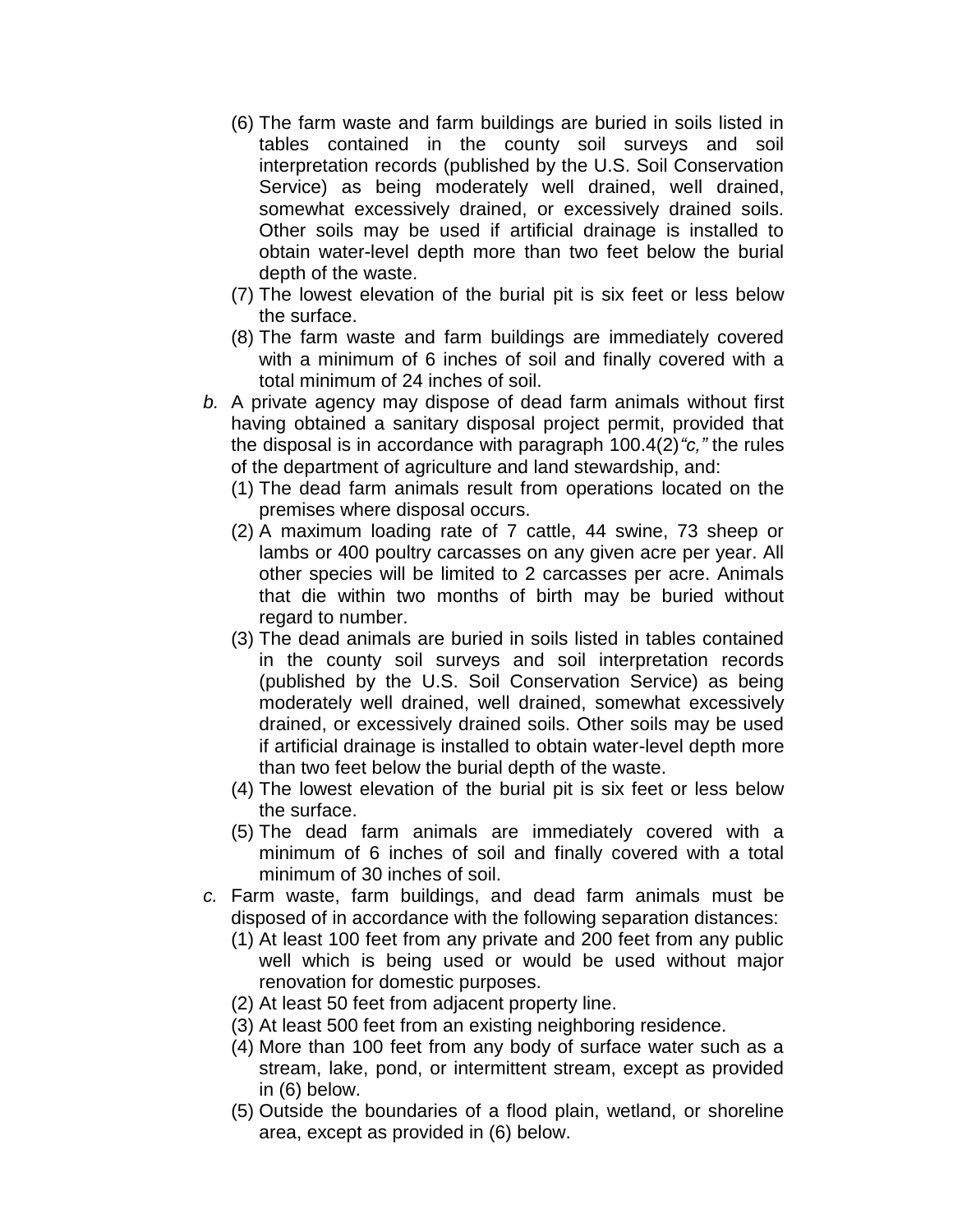(6) The farm waste and farm buildings are buried in soils listed in tables contained in the county soil surveys and soil interpretation records (published by the U.S. Soil Conservation Service) as being moderately well drained, well drained, somewhat excessively drained, or excessively drained soils. Other soils may be used if artificial drainage is installed to obtain water-level depth more than two feet below the burial depth of the waste.

(7) The lowest elevation of the burial pit is six feet or less below the surface.

(8) The farm waste and farm buildings are immediately covered with a minimum of 6 inches of soil and finally covered with a total minimum of 24 inches of soil.

*b.* A private agency may dispose of dead farm animals without first having obtained a sanitary disposal project permit, provided that the disposal is in accordance with paragraph 100.4(2)*"c,"* the rules of the department of agriculture and land stewardship, and:

(1) The dead farm animals result from operations located on the premises where disposal occurs.

(2) A maximum loading rate of 7 cattle, 44 swine, 73 sheep or lambs or 400 poultry carcasses on any given acre per year. All other species will be limited to 2 carcasses per acre. Animals that die within two months of birth may be buried without regard to number.

(3) The dead animals are buried in soils listed in tables contained in the county soil surveys and soil interpretation records (published by the U.S. Soil Conservation Service) as being moderately well drained, well drained, somewhat excessively drained, or excessively drained soils. Other soils may be used if artificial drainage is installed to obtain water-level depth more than two feet below the burial depth of the waste.

(4) The lowest elevation of the burial pit is six feet or less below the surface.

(5) The dead farm animals are immediately covered with a minimum of 6 inches of soil and finally covered with a total minimum of 30 inches of soil.

*c.* Farm waste, farm buildings, and dead farm animals must be disposed of in accordance with the following separation distances:

(1) At least 100 feet from any private and 200 feet from any public well which is being used or would be used without major renovation for domestic purposes.

(2) At least 50 feet from adjacent property line.

(3) At least 500 feet from an existing neighboring residence.

(4) More than 100 feet from any body of surface water such as a stream, lake, pond, or intermittent stream, except as provided in (6) below.

(5) Outside the boundaries of a flood plain, wetland, or shoreline area, except as provided in (6) below.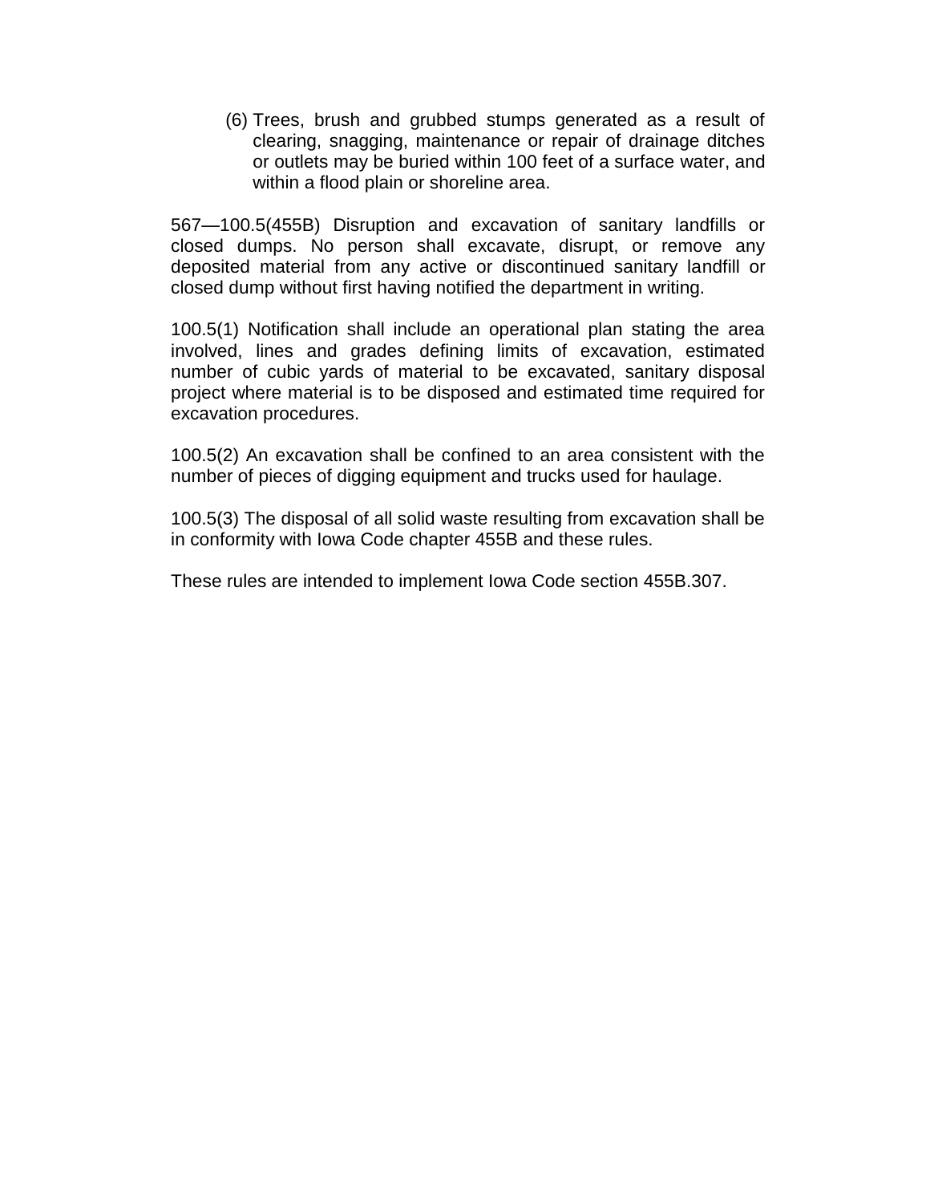(6) Trees, brush and grubbed stumps generated as a result of clearing, snagging, maintenance or repair of drainage ditches or outlets may be buried within 100 feet of a surface water, and within a flood plain or shoreline area.

567—100.5(455B) Disruption and excavation of sanitary landfills or closed dumps. No person shall excavate, disrupt, or remove any deposited material from any active or discontinued sanitary landfill or closed dump without first having notified the department in writing.

100.5(1) Notification shall include an operational plan stating the area involved, lines and grades defining limits of excavation, estimated number of cubic yards of material to be excavated, sanitary disposal project where material is to be disposed and estimated time required for excavation procedures.

100.5(2) An excavation shall be confined to an area consistent with the number of pieces of digging equipment and trucks used for haulage.

100.5(3) The disposal of all solid waste resulting from excavation shall be in conformity with Iowa Code chapter 455B and these rules.

These rules are intended to implement Iowa Code section 455B.307.